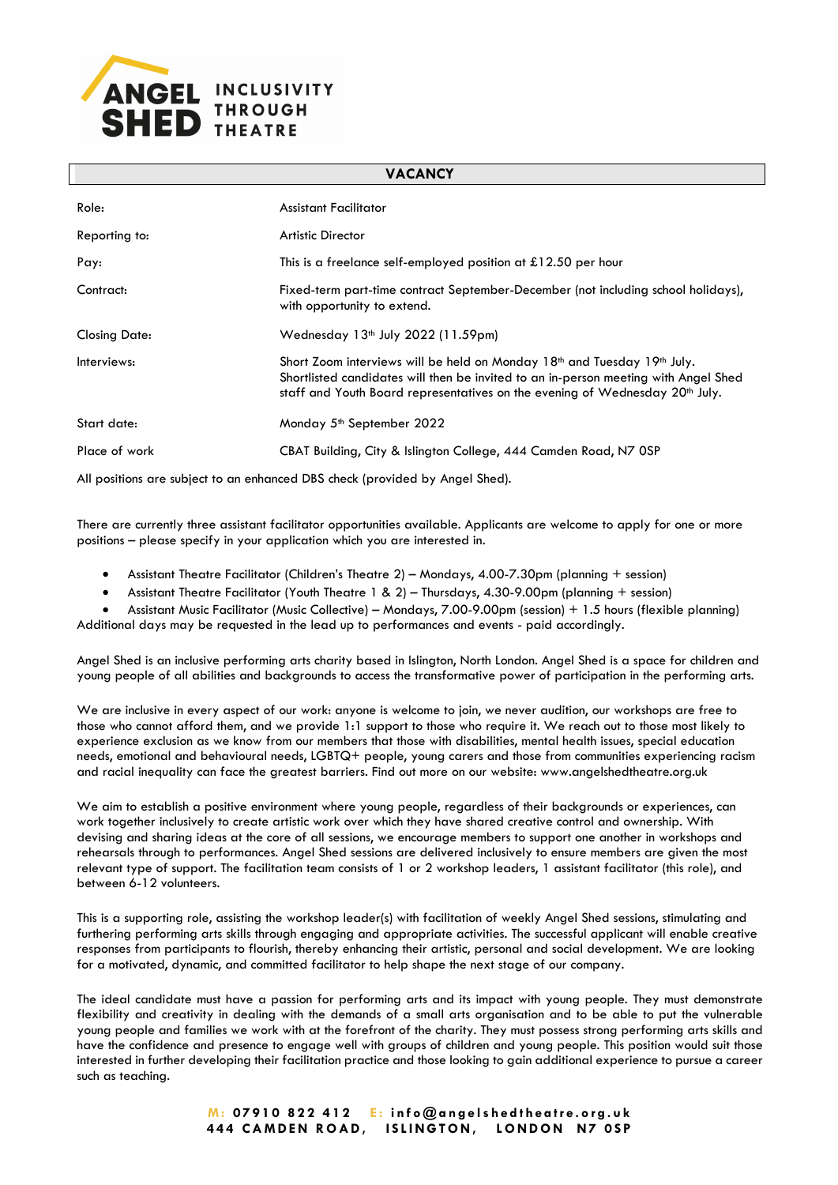ANGEL SHED INCLUSIVITY THROUGH THEATRE

## VACANCY

| | |
|---|---|
| Role: | Assistant Facilitator |
| Reporting to: | Artistic Director |
| Pay: | This is a freelance self-employed position at £12.50 per hour |
| Contract: | Fixed-term part-time contract September-December (not including school holidays), with opportunity to extend. |
| Closing Date: | Wednesday 13th July 2022 (11.59pm) |
| Interviews: | Short Zoom interviews will be held on Monday 18th and Tuesday 19th July. Shortlisted candidates will then be invited to an in-person meeting with Angel Shed staff and Youth Board representatives on the evening of Wednesday 20th July. |
| Start date: | Monday 5th September 2022 |
| Place of work | CBAT Building, City & Islington College, 444 Camden Road, N7 0SP |

All positions are subject to an enhanced DBS check (provided by Angel Shed).

There are currently three assistant facilitator opportunities available. Applicants are welcome to apply for one or more positions – please specify in your application which you are interested in.

- Assistant Theatre Facilitator (Children's Theatre 2) – Mondays, 4.00-7.30pm (planning + session)
- Assistant Theatre Facilitator (Youth Theatre 1 & 2) – Thursdays, 4.30-9.00pm (planning + session)
- Assistant Music Facilitator (Music Collective) – Mondays, 7.00-9.00pm (session) + 1.5 hours (flexible planning)

Additional days may be requested in the lead up to performances and events - paid accordingly.

Angel Shed is an inclusive performing arts charity based in Islington, North London. Angel Shed is a space for children and young people of all abilities and backgrounds to access the transformative power of participation in the performing arts.

We are inclusive in every aspect of our work: anyone is welcome to join, we never audition, our workshops are free to those who cannot afford them, and we provide 1:1 support to those who require it. We reach out to those most likely to experience exclusion as we know from our members that those with disabilities, mental health issues, special education needs, emotional and behavioural needs, LGBTQ+ people, young carers and those from communities experiencing racism and racial inequality can face the greatest barriers. Find out more on our website: www.angelshedtheatre.org.uk

We aim to establish a positive environment where young people, regardless of their backgrounds or experiences, can work together inclusively to create artistic work over which they have shared creative control and ownership. With devising and sharing ideas at the core of all sessions, we encourage members to support one another in workshops and rehearsals through to performances. Angel Shed sessions are delivered inclusively to ensure members are given the most relevant type of support. The facilitation team consists of 1 or 2 workshop leaders, 1 assistant facilitator (this role), and between 6-12 volunteers.

This is a supporting role, assisting the workshop leader(s) with facilitation of weekly Angel Shed sessions, stimulating and furthering performing arts skills through engaging and appropriate activities. The successful applicant will enable creative responses from participants to flourish, thereby enhancing their artistic, personal and social development. We are looking for a motivated, dynamic, and committed facilitator to help shape the next stage of our company.

The ideal candidate must have a passion for performing arts and its impact with young people. They must demonstrate flexibility and creativity in dealing with the demands of a small arts organisation and to be able to put the vulnerable young people and families we work with at the forefront of the charity. They must possess strong performing arts skills and have the confidence and presence to engage well with groups of children and young people. This position would suit those interested in further developing their facilitation practice and those looking to gain additional experience to pursue a career such as teaching.

**M: 07910 822 412 E: info@angelshedtheatre.org.uk**
**444 CAMDEN ROAD, ISLINGTON, LONDON N7 0SP**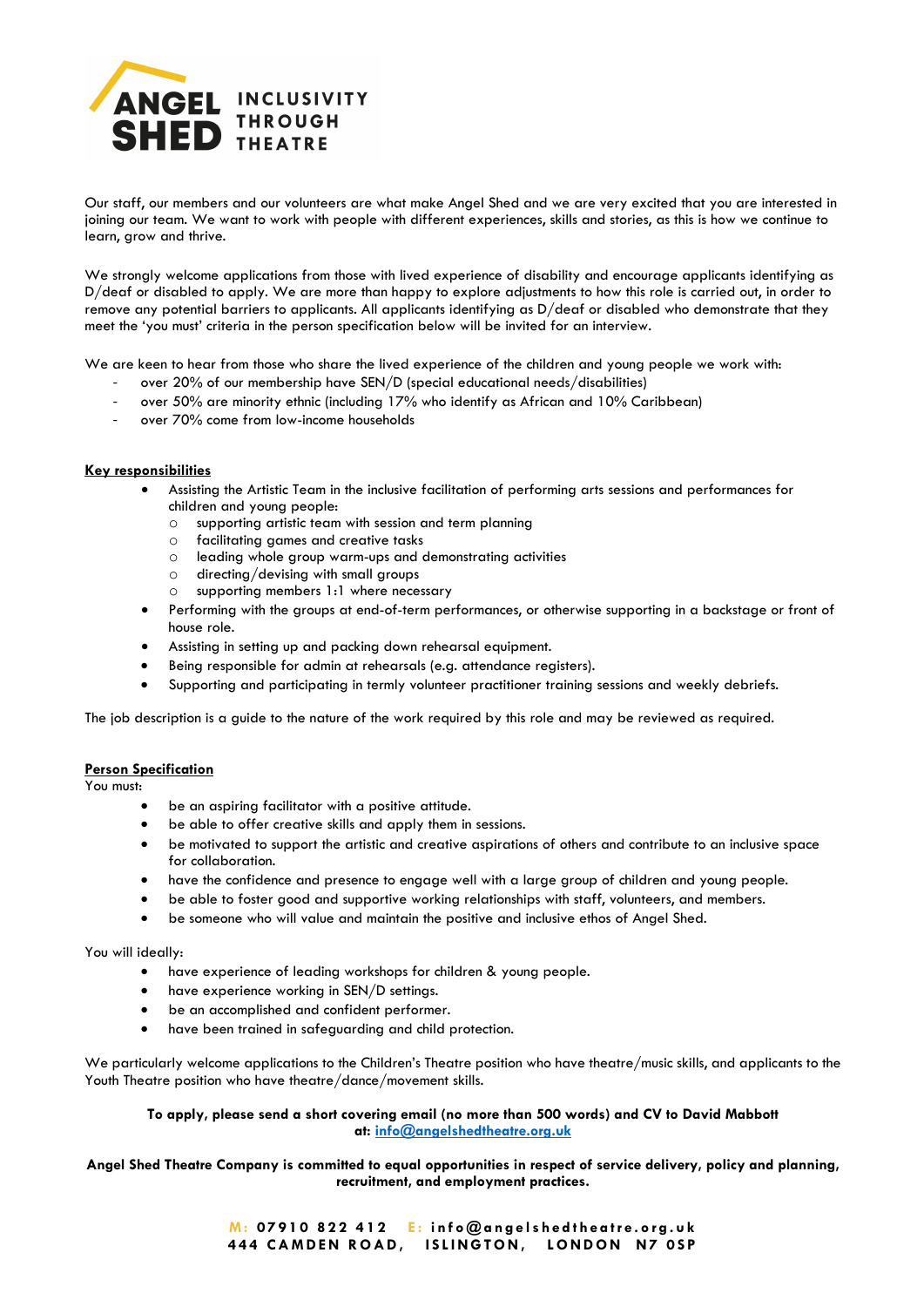ANGEL SHED INCLUSIVITY THROUGH THEATRE

Our staff, our members and our volunteers are what make Angel Shed and we are very excited that you are interested in joining our team. We want to work with people with different experiences, skills and stories, as this is how we continue to learn, grow and thrive.

We strongly welcome applications from those with lived experience of disability and encourage applicants identifying as D/deaf or disabled to apply. We are more than happy to explore adjustments to how this role is carried out, in order to remove any potential barriers to applicants. All applicants identifying as D/deaf or disabled who demonstrate that they meet the 'you must' criteria in the person specification below will be invited for an interview.

We are keen to hear from those who share the lived experience of the children and young people we work with:

- over 20% of our membership have SEN/D (special educational needs/disabilities)
- over 50% are minority ethnic (including 17% who identify as African and 10% Caribbean)
- over 70% come from low-income households

**Key responsibilities**

- Assisting the Artistic Team in the inclusive facilitation of performing arts sessions and performances for children and young people:
  - supporting artistic team with session and term planning
  - facilitating games and creative tasks
  - leading whole group warm-ups and demonstrating activities
  - directing/devising with small groups
  - supporting members 1:1 where necessary
- Performing with the groups at end-of-term performances, or otherwise supporting in a backstage or front of house role.
- Assisting in setting up and packing down rehearsal equipment.
- Being responsible for admin at rehearsals (e.g. attendance registers).
- Supporting and participating in termly volunteer practitioner training sessions and weekly debriefs.

The job description is a guide to the nature of the work required by this role and may be reviewed as required.

**Person Specification**

You must:

- be an aspiring facilitator with a positive attitude.
- be able to offer creative skills and apply them in sessions.
- be motivated to support the artistic and creative aspirations of others and contribute to an inclusive space for collaboration.
- have the confidence and presence to engage well with a large group of children and young people.
- be able to foster good and supportive working relationships with staff, volunteers, and members.
- be someone who will value and maintain the positive and inclusive ethos of Angel Shed.

You will ideally:

- have experience of leading workshops for children & young people.
- have experience working in SEN/D settings.
- be an accomplished and confident performer.
- have been trained in safeguarding and child protection.

We particularly welcome applications to the Children's Theatre position who have theatre/music skills, and applicants to the Youth Theatre position who have theatre/dance/movement skills.

**To apply, please send a short covering email (no more than 500 words) and CV to David Mabbott at: info@angelshedtheatre.org.uk**

**Angel Shed Theatre Company is committed to equal opportunities in respect of service delivery, policy and planning, recruitment, and employment practices.**

**M: 07910 822 412 E: info@angelshedtheatre.org.uk**
**444 CAMDEN ROAD, ISLINGTON, LONDON N7 0SP**